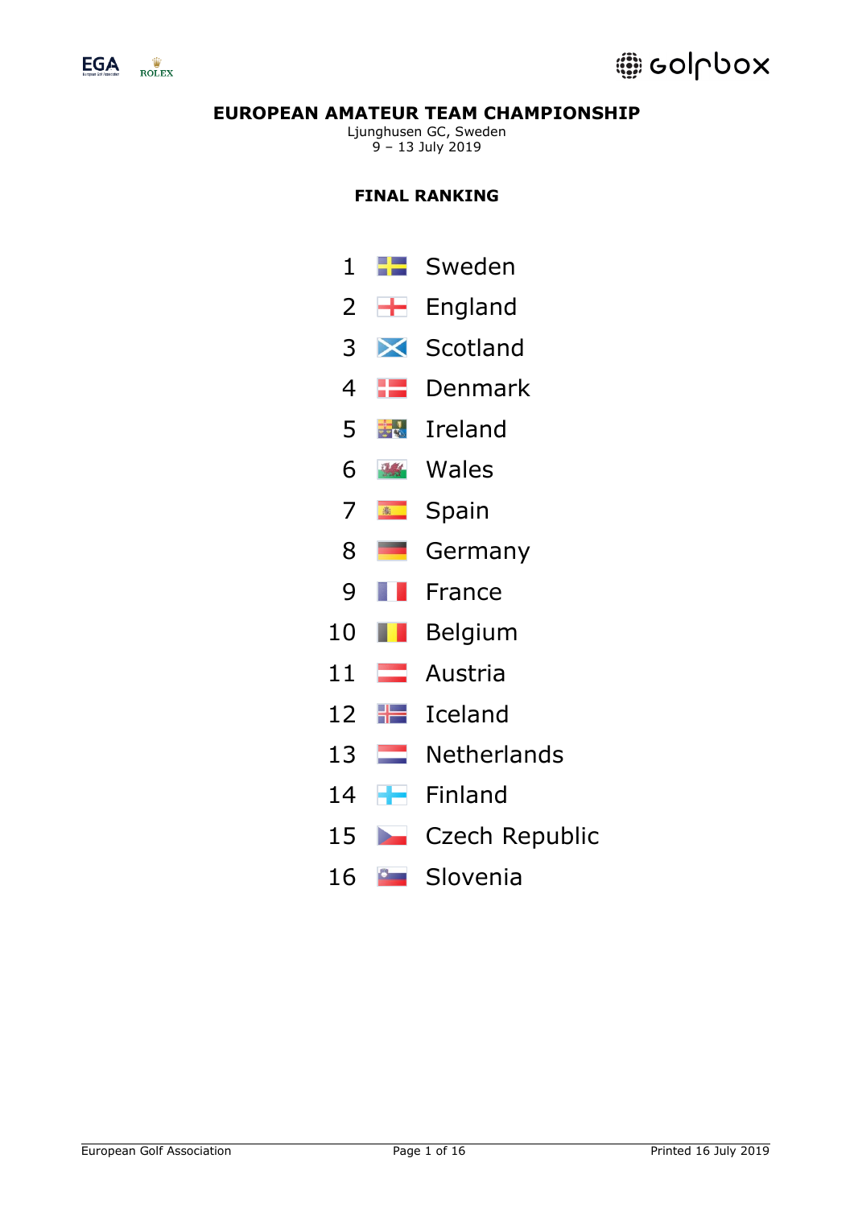# EUROPEAN AMATEUR TEAM CHAMPIONSHIP

Ljunghusen GC, Sweden
9 – 13 July 2019

## FINAL RANKING

| | |
|---|---|
| 1 | Sweden |
| 2 | England |
| 3 | Scotland |
| 4 | Denmark |
| 5 | Ireland |
| 6 | Wales |
| 7 | Spain |
| 8 | Germany |
| 9 | France |
| 10 | Belgium |
| 11 | Austria |
| 12 | Iceland |
| 13 | Netherlands |
| 14 | Finland |
| 15 | Czech Republic |
| 16 | Slovenia |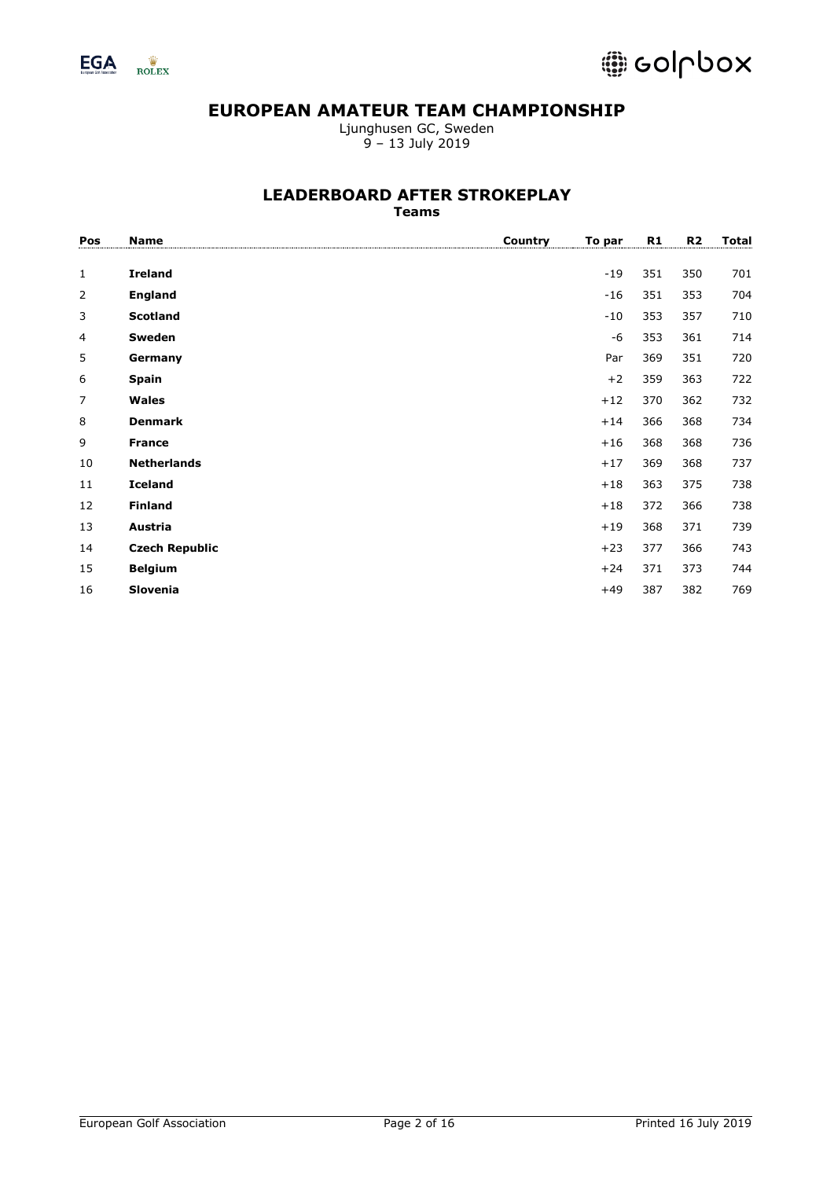# EUROPEAN AMATEUR TEAM CHAMPIONSHIP

Ljunghusen GC, Sweden
9 – 13 July 2019

## LEADERBOARD AFTER STROKEPLAY

**Teams**

| Pos | Name | Country | To par | R1 | R2 | Total |
|---|---|---|---|---|---|---|
| 1 | **Ireland** | | -19 | 351 | 350 | 701 |
| 2 | **England** | | -16 | 351 | 353 | 704 |
| 3 | **Scotland** | | -10 | 353 | 357 | 710 |
| 4 | **Sweden** | | -6 | 353 | 361 | 714 |
| 5 | **Germany** | | Par | 369 | 351 | 720 |
| 6 | **Spain** | | +2 | 359 | 363 | 722 |
| 7 | **Wales** | | +12 | 370 | 362 | 732 |
| 8 | **Denmark** | | +14 | 366 | 368 | 734 |
| 9 | **France** | | +16 | 368 | 368 | 736 |
| 10 | **Netherlands** | | +17 | 369 | 368 | 737 |
| 11 | **Iceland** | | +18 | 363 | 375 | 738 |
| 12 | **Finland** | | +18 | 372 | 366 | 738 |
| 13 | **Austria** | | +19 | 368 | 371 | 739 |
| 14 | **Czech Republic** | | +23 | 377 | 366 | 743 |
| 15 | **Belgium** | | +24 | 371 | 373 | 744 |
| 16 | **Slovenia** | | +49 | 387 | 382 | 769 |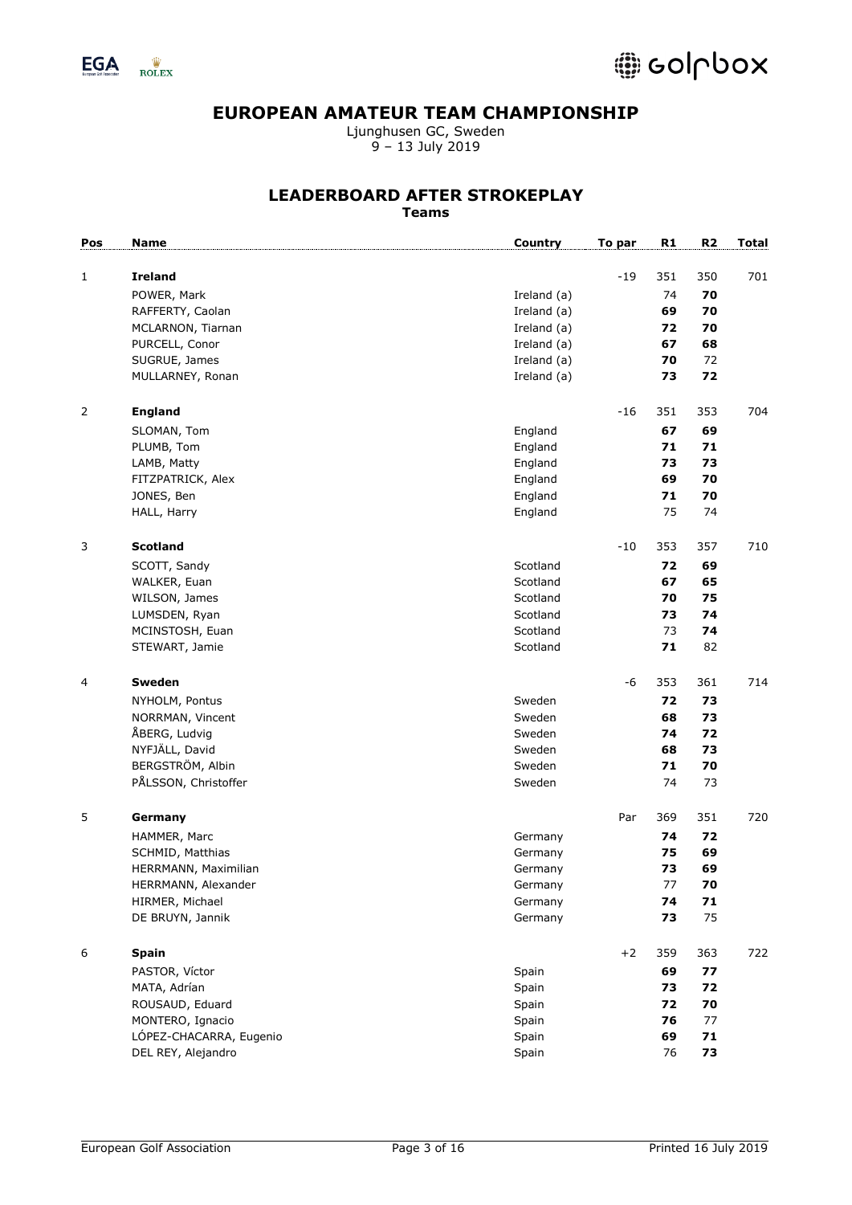# EUROPEAN AMATEUR TEAM CHAMPIONSHIP

Ljunghusen GC, Sweden
9 – 13 July 2019

## LEADERBOARD AFTER STROKEPLAY

### Teams

| Pos | Name | Country | To par | R1 | R2 | Total |
|---|---|---|---|---|---|---|
| 1 | **Ireland** | | -19 | 351 | 350 | 701 |
| | POWER, Mark | Ireland (a) | | 74 | **70** | |
| | RAFFERTY, Caolan | Ireland (a) | | **69** | **70** | |
| | MCLARNON, Tiarnan | Ireland (a) | | **72** | **70** | |
| | PURCELL, Conor | Ireland (a) | | **67** | **68** | |
| | SUGRUE, James | Ireland (a) | | **70** | 72 | |
| | MULLARNEY, Ronan | Ireland (a) | | **73** | **72** | |
| 2 | **England** | | -16 | 351 | 353 | 704 |
| | SLOMAN, Tom | England | | **67** | **69** | |
| | PLUMB, Tom | England | | **71** | **71** | |
| | LAMB, Matty | England | | **73** | **73** | |
| | FITZPATRICK, Alex | England | | **69** | **70** | |
| | JONES, Ben | England | | **71** | **70** | |
| | HALL, Harry | England | | 75 | 74 | |
| 3 | **Scotland** | | -10 | 353 | 357 | 710 |
| | SCOTT, Sandy | Scotland | | **72** | **69** | |
| | WALKER, Euan | Scotland | | **67** | **65** | |
| | WILSON, James | Scotland | | **70** | **75** | |
| | LUMSDEN, Ryan | Scotland | | **73** | **74** | |
| | MCINSTOSH, Euan | Scotland | | 73 | **74** | |
| | STEWART, Jamie | Scotland | | **71** | 82 | |
| 4 | **Sweden** | | -6 | 353 | 361 | 714 |
| | NYHOLM, Pontus | Sweden | | **72** | **73** | |
| | NORRMAN, Vincent | Sweden | | **68** | **73** | |
| | ÅBERG, Ludvig | Sweden | | **74** | **72** | |
| | NYFJÄLL, David | Sweden | | **68** | **73** | |
| | BERGSTRÖM, Albin | Sweden | | **71** | **70** | |
| | PÅLSSON, Christoffer | Sweden | | 74 | 73 | |
| 5 | **Germany** | | Par | 369 | 351 | 720 |
| | HAMMER, Marc | Germany | | **74** | **72** | |
| | SCHMID, Matthias | Germany | | **75** | **69** | |
| | HERRMANN, Maximilian | Germany | | **73** | **69** | |
| | HERRMANN, Alexander | Germany | | 77 | **70** | |
| | HIRMER, Michael | Germany | | **74** | **71** | |
| | DE BRUYN, Jannik | Germany | | **73** | 75 | |
| 6 | **Spain** | | +2 | 359 | 363 | 722 |
| | PASTOR, Víctor | Spain | | **69** | **77** | |
| | MATA, Adrían | Spain | | **73** | **72** | |
| | ROUSAUD, Eduard | Spain | | **72** | **70** | |
| | MONTERO, Ignacio | Spain | | **76** | 77 | |
| | LÓPEZ-CHACARRA, Eugenio | Spain | | **69** | **71** | |
| | DEL REY, Alejandro | Spain | | 76 | **73** | |

European Golf Association — Printed 16 July 2019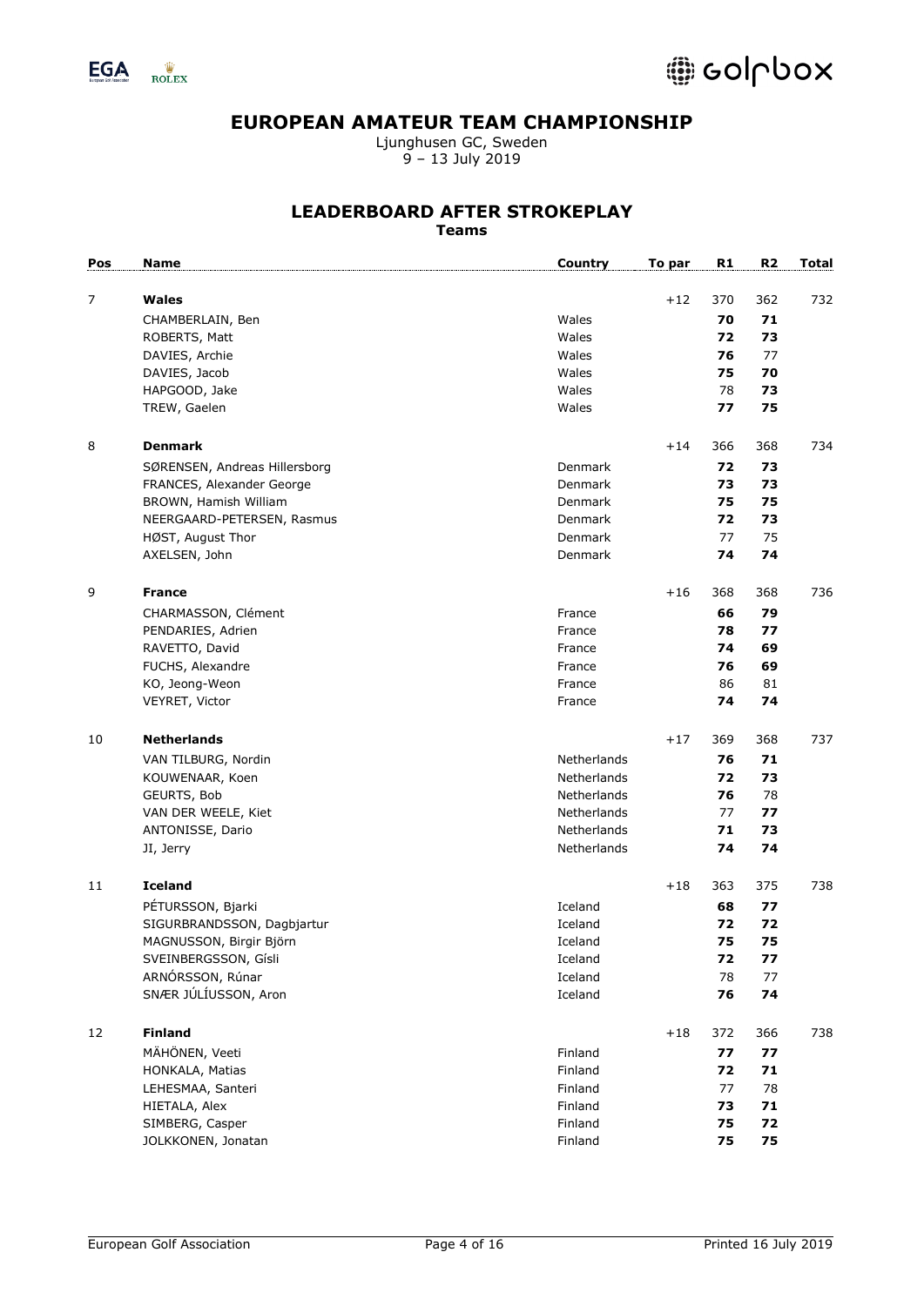# EUROPEAN AMATEUR TEAM CHAMPIONSHIP

Ljunghusen GC, Sweden
9 – 13 July 2019

## LEADERBOARD AFTER STROKEPLAY

**Teams**

| Pos | Name | Country | To par | R1 | R2 | Total |
|---|---|---|---|---|---|---|
| 7 | **Wales** | | +12 | 370 | 362 | 732 |
| | CHAMBERLAIN, Ben | Wales | | **70** | **71** | |
| | ROBERTS, Matt | Wales | | **72** | **73** | |
| | DAVIES, Archie | Wales | | **76** | 77 | |
| | DAVIES, Jacob | Wales | | **75** | **70** | |
| | HAPGOOD, Jake | Wales | | 78 | **73** | |
| | TREW, Gaelen | Wales | | **77** | **75** | |
| 8 | **Denmark** | | +14 | 366 | 368 | 734 |
| | SØRENSEN, Andreas Hillersborg | Denmark | | **72** | **73** | |
| | FRANCES, Alexander George | Denmark | | **73** | **73** | |
| | BROWN, Hamish William | Denmark | | **75** | **75** | |
| | NEERGAARD-PETERSEN, Rasmus | Denmark | | **72** | **73** | |
| | HØST, August Thor | Denmark | | 77 | 75 | |
| | AXELSEN, John | Denmark | | **74** | **74** | |
| 9 | **France** | | +16 | 368 | 368 | 736 |
| | CHARMASSON, Clément | France | | **66** | **79** | |
| | PENDARIES, Adrien | France | | **78** | **77** | |
| | RAVETTO, David | France | | **74** | **69** | |
| | FUCHS, Alexandre | France | | **76** | **69** | |
| | KO, Jeong-Weon | France | | 86 | 81 | |
| | VEYRET, Victor | France | | **74** | **74** | |
| 10 | **Netherlands** | | +17 | 369 | 368 | 737 |
| | VAN TILBURG, Nordin | Netherlands | | **76** | **71** | |
| | KOUWENAAR, Koen | Netherlands | | **72** | **73** | |
| | GEURTS, Bob | Netherlands | | **76** | 78 | |
| | VAN DER WEELE, Kiet | Netherlands | | 77 | **77** | |
| | ANTONISSE, Dario | Netherlands | | **71** | **73** | |
| | JI, Jerry | Netherlands | | **74** | **74** | |
| 11 | **Iceland** | | +18 | 363 | 375 | 738 |
| | PÉTURSSON, Bjarki | Iceland | | **68** | **77** | |
| | SIGURBRANDSSON, Dagbjartur | Iceland | | **72** | **72** | |
| | MAGNUSSON, Birgir Björn | Iceland | | **75** | **75** | |
| | SVEINBERGSSON, Gísli | Iceland | | **72** | **77** | |
| | ARNÓRSSON, Rúnar | Iceland | | 78 | 77 | |
| | SNÆR JÚLÍUSSON, Aron | Iceland | | **76** | **74** | |
| 12 | **Finland** | | +18 | 372 | 366 | 738 |
| | MÄHÖNEN, Veeti | Finland | | **77** | **77** | |
| | HONKALA, Matias | Finland | | **72** | **71** | |
| | LEHESMAA, Santeri | Finland | | 77 | 78 | |
| | HIETALA, Alex | Finland | | **73** | **71** | |
| | SIMBERG, Casper | Finland | | **75** | **72** | |
| | JOLKKONEN, Jonatan | Finland | | **75** | **75** | |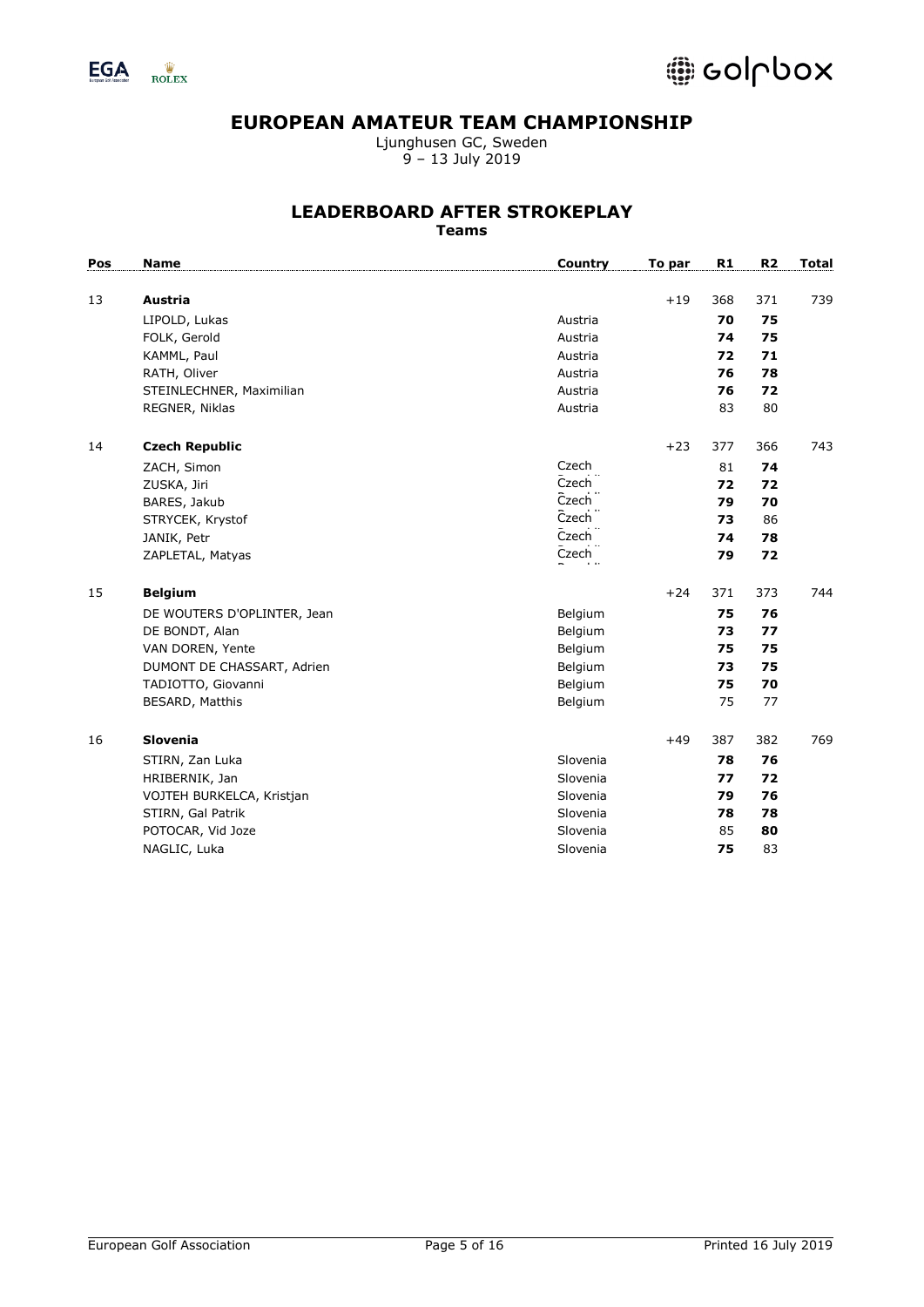# EUROPEAN AMATEUR TEAM CHAMPIONSHIP

Ljunghusen GC, Sweden
9 – 13 July 2019

## LEADERBOARD AFTER STROKEPLAY

**Teams**

| Pos | Name | Country | To par | R1 | R2 | Total |
|---|---|---|---|---|---|---|
| 13 | **Austria** | | +19 | 368 | 371 | 739 |
| | LIPOLD, Lukas | Austria | | **70** | **75** | |
| | FOLK, Gerold | Austria | | **74** | **75** | |
| | KAMML, Paul | Austria | | **72** | **71** | |
| | RATH, Oliver | Austria | | **76** | **78** | |
| | STEINLECHNER, Maximilian | Austria | | **76** | **72** | |
| | REGNER, Niklas | Austria | | 83 | 80 | |
| 14 | **Czech Republic** | | +23 | 377 | 366 | 743 |
| | ZACH, Simon | Czech | | 81 | **74** | |
| | ZUSKA, Jiri | Czech | | **72** | **72** | |
| | BARES, Jakub | Czech | | **79** | **70** | |
| | STRYCEK, Krystof | Czech | | **73** | 86 | |
| | JANIK, Petr | Czech | | **74** | **78** | |
| | ZAPLETAL, Matyas | Czech | | **79** | **72** | |
| 15 | **Belgium** | | +24 | 371 | 373 | 744 |
| | DE WOUTERS D'OPLINTER, Jean | Belgium | | **75** | **76** | |
| | DE BONDT, Alan | Belgium | | **73** | **77** | |
| | VAN DOREN, Yente | Belgium | | **75** | **75** | |
| | DUMONT DE CHASSART, Adrien | Belgium | | **73** | **75** | |
| | TADIOTTO, Giovanni | Belgium | | **75** | **70** | |
| | BESARD, Matthis | Belgium | | 75 | 77 | |
| 16 | **Slovenia** | | +49 | 387 | 382 | 769 |
| | STIRN, Zan Luka | Slovenia | | **78** | **76** | |
| | HRIBERNIK, Jan | Slovenia | | **77** | **72** | |
| | VOJTEH BURKELCA, Kristjan | Slovenia | | **79** | **76** | |
| | STIRN, Gal Patrik | Slovenia | | **78** | **78** | |
| | POTOCAR, Vid Joze | Slovenia | | 85 | **80** | |
| | NAGLIC, Luka | Slovenia | | **75** | 83 | |

European Golf Association — Printed 16 July 2019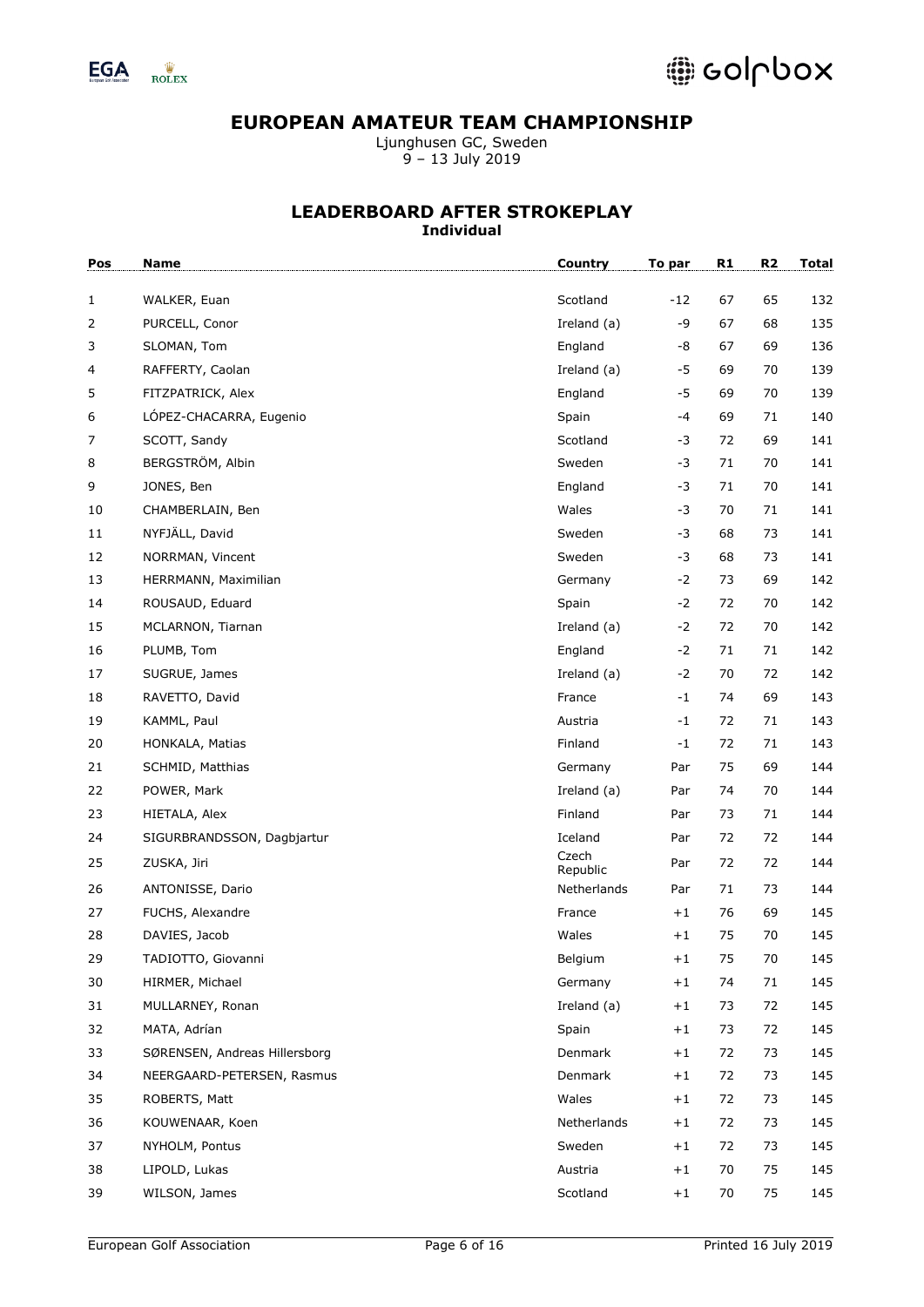# EUROPEAN AMATEUR TEAM CHAMPIONSHIP

Ljunghusen GC, Sweden
9 – 13 July 2019

## LEADERBOARD AFTER STROKEPLAY

**Individual**

| Pos | Name | Country | To par | R1 | R2 | Total |
|---|---|---|---|---|---|---|
| 1 | WALKER, Euan | Scotland | -12 | 67 | 65 | 132 |
| 2 | PURCELL, Conor | Ireland (a) | -9 | 67 | 68 | 135 |
| 3 | SLOMAN, Tom | England | -8 | 67 | 69 | 136 |
| 4 | RAFFERTY, Caolan | Ireland (a) | -5 | 69 | 70 | 139 |
| 5 | FITZPATRICK, Alex | England | -5 | 69 | 70 | 139 |
| 6 | LÓPEZ-CHACARRA, Eugenio | Spain | -4 | 69 | 71 | 140 |
| 7 | SCOTT, Sandy | Scotland | -3 | 72 | 69 | 141 |
| 8 | BERGSTRÖM, Albin | Sweden | -3 | 71 | 70 | 141 |
| 9 | JONES, Ben | England | -3 | 71 | 70 | 141 |
| 10 | CHAMBERLAIN, Ben | Wales | -3 | 70 | 71 | 141 |
| 11 | NYFJÄLL, David | Sweden | -3 | 68 | 73 | 141 |
| 12 | NORRMAN, Vincent | Sweden | -3 | 68 | 73 | 141 |
| 13 | HERRMANN, Maximilian | Germany | -2 | 73 | 69 | 142 |
| 14 | ROUSAUD, Eduard | Spain | -2 | 72 | 70 | 142 |
| 15 | MCLARNON, Tiarnan | Ireland (a) | -2 | 72 | 70 | 142 |
| 16 | PLUMB, Tom | England | -2 | 71 | 71 | 142 |
| 17 | SUGRUE, James | Ireland (a) | -2 | 70 | 72 | 142 |
| 18 | RAVETTO, David | France | -1 | 74 | 69 | 143 |
| 19 | KAMML, Paul | Austria | -1 | 72 | 71 | 143 |
| 20 | HONKALA, Matias | Finland | -1 | 72 | 71 | 143 |
| 21 | SCHMID, Matthias | Germany | Par | 75 | 69 | 144 |
| 22 | POWER, Mark | Ireland (a) | Par | 74 | 70 | 144 |
| 23 | HIETALA, Alex | Finland | Par | 73 | 71 | 144 |
| 24 | SIGURBRANDSSON, Dagbjartur | Iceland | Par | 72 | 72 | 144 |
| 25 | ZUSKA, Jiri | Czech Republic | Par | 72 | 72 | 144 |
| 26 | ANTONISSE, Dario | Netherlands | Par | 71 | 73 | 144 |
| 27 | FUCHS, Alexandre | France | +1 | 76 | 69 | 145 |
| 28 | DAVIES, Jacob | Wales | +1 | 75 | 70 | 145 |
| 29 | TADIOTTO, Giovanni | Belgium | +1 | 75 | 70 | 145 |
| 30 | HIRMER, Michael | Germany | +1 | 74 | 71 | 145 |
| 31 | MULLARNEY, Ronan | Ireland (a) | +1 | 73 | 72 | 145 |
| 32 | MATA, Adrían | Spain | +1 | 73 | 72 | 145 |
| 33 | SØRENSEN, Andreas Hillersborg | Denmark | +1 | 72 | 73 | 145 |
| 34 | NEERGAARD-PETERSEN, Rasmus | Denmark | +1 | 72 | 73 | 145 |
| 35 | ROBERTS, Matt | Wales | +1 | 72 | 73 | 145 |
| 36 | KOUWENAAR, Koen | Netherlands | +1 | 72 | 73 | 145 |
| 37 | NYHOLM, Pontus | Sweden | +1 | 72 | 73 | 145 |
| 38 | LIPOLD, Lukas | Austria | +1 | 70 | 75 | 145 |
| 39 | WILSON, James | Scotland | +1 | 70 | 75 | 145 |

European Golf Association — Printed 16 July 2019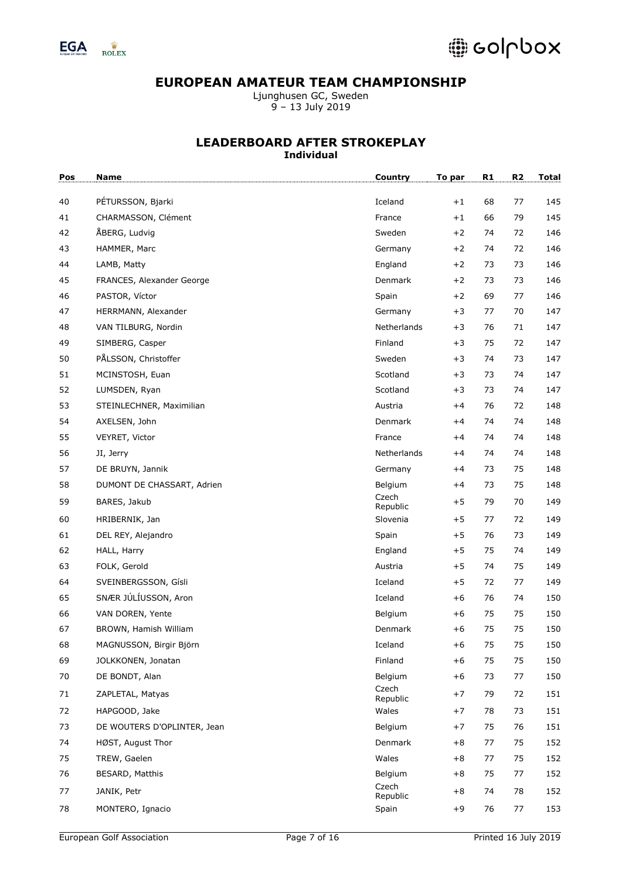# EUROPEAN AMATEUR TEAM CHAMPIONSHIP

Ljunghusen GC, Sweden
9 – 13 July 2019

## LEADERBOARD AFTER STROKEPLAY

**Individual**

| Pos | Name | Country | To par | R1 | R2 | Total |
|---|---|---|---|---|---|---|
| 40 | PÉTURSSON, Bjarki | Iceland | +1 | 68 | 77 | 145 |
| 41 | CHARMASSON, Clément | France | +1 | 66 | 79 | 145 |
| 42 | ÅBERG, Ludvig | Sweden | +2 | 74 | 72 | 146 |
| 43 | HAMMER, Marc | Germany | +2 | 74 | 72 | 146 |
| 44 | LAMB, Matty | England | +2 | 73 | 73 | 146 |
| 45 | FRANCES, Alexander George | Denmark | +2 | 73 | 73 | 146 |
| 46 | PASTOR, Víctor | Spain | +2 | 69 | 77 | 146 |
| 47 | HERRMANN, Alexander | Germany | +3 | 77 | 70 | 147 |
| 48 | VAN TILBURG, Nordin | Netherlands | +3 | 76 | 71 | 147 |
| 49 | SIMBERG, Casper | Finland | +3 | 75 | 72 | 147 |
| 50 | PÅLSSON, Christoffer | Sweden | +3 | 74 | 73 | 147 |
| 51 | MCINSTOSH, Euan | Scotland | +3 | 73 | 74 | 147 |
| 52 | LUMSDEN, Ryan | Scotland | +3 | 73 | 74 | 147 |
| 53 | STEINLECHNER, Maximilian | Austria | +4 | 76 | 72 | 148 |
| 54 | AXELSEN, John | Denmark | +4 | 74 | 74 | 148 |
| 55 | VEYRET, Victor | France | +4 | 74 | 74 | 148 |
| 56 | JI, Jerry | Netherlands | +4 | 74 | 74 | 148 |
| 57 | DE BRUYN, Jannik | Germany | +4 | 73 | 75 | 148 |
| 58 | DUMONT DE CHASSART, Adrien | Belgium | +4 | 73 | 75 | 148 |
| 59 | BARES, Jakub | Czech Republic | +5 | 79 | 70 | 149 |
| 60 | HRIBERNIK, Jan | Slovenia | +5 | 77 | 72 | 149 |
| 61 | DEL REY, Alejandro | Spain | +5 | 76 | 73 | 149 |
| 62 | HALL, Harry | England | +5 | 75 | 74 | 149 |
| 63 | FOLK, Gerold | Austria | +5 | 74 | 75 | 149 |
| 64 | SVEINBERGSSON, Gísli | Iceland | +5 | 72 | 77 | 149 |
| 65 | SNÆR JÚLÍUSSON, Aron | Iceland | +6 | 76 | 74 | 150 |
| 66 | VAN DOREN, Yente | Belgium | +6 | 75 | 75 | 150 |
| 67 | BROWN, Hamish William | Denmark | +6 | 75 | 75 | 150 |
| 68 | MAGNUSSON, Birgir Björn | Iceland | +6 | 75 | 75 | 150 |
| 69 | JOLKKONEN, Jonatan | Finland | +6 | 75 | 75 | 150 |
| 70 | DE BONDT, Alan | Belgium | +6 | 73 | 77 | 150 |
| 71 | ZAPLETAL, Matyas | Czech Republic | +7 | 79 | 72 | 151 |
| 72 | HAPGOOD, Jake | Wales | +7 | 78 | 73 | 151 |
| 73 | DE WOUTERS D'OPLINTER, Jean | Belgium | +7 | 75 | 76 | 151 |
| 74 | HØST, August Thor | Denmark | +8 | 77 | 75 | 152 |
| 75 | TREW, Gaelen | Wales | +8 | 77 | 75 | 152 |
| 76 | BESARD, Matthis | Belgium | +8 | 75 | 77 | 152 |
| 77 | JANIK, Petr | Czech Republic | +8 | 74 | 78 | 152 |
| 78 | MONTERO, Ignacio | Spain | +9 | 76 | 77 | 153 |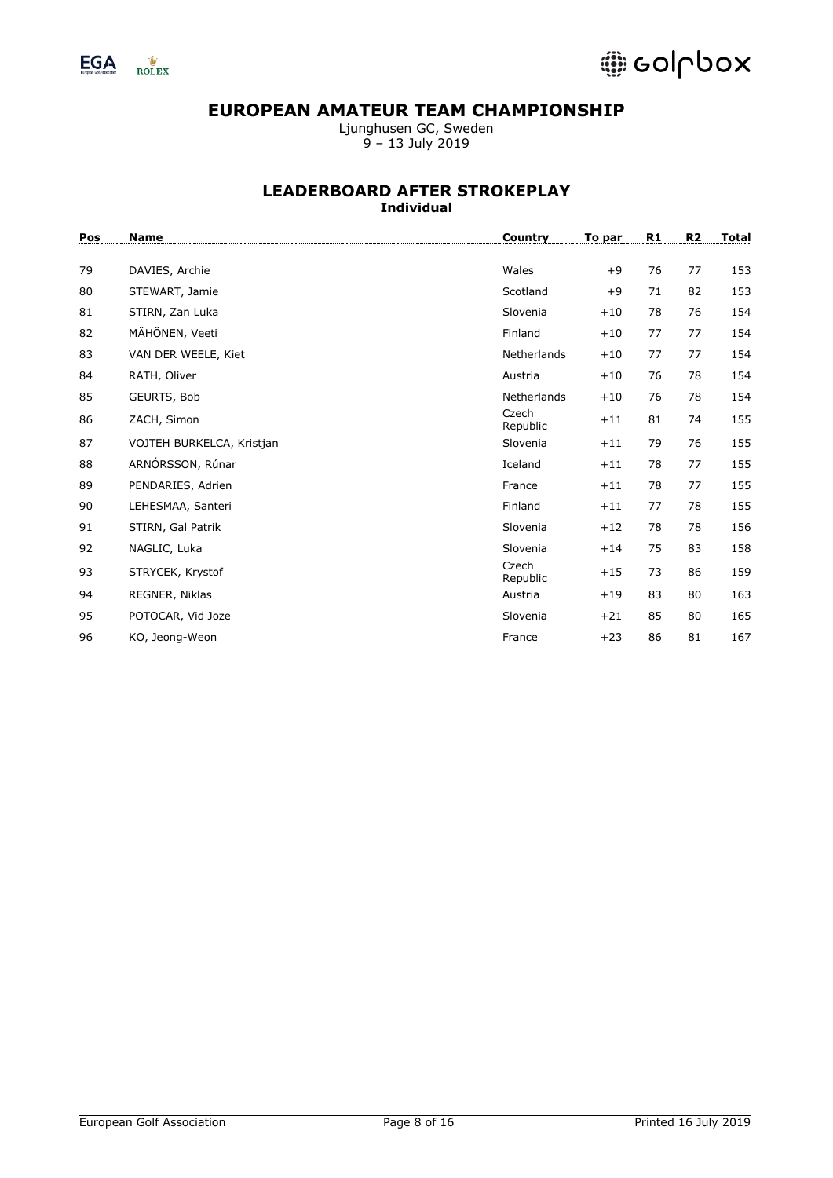# EUROPEAN AMATEUR TEAM CHAMPIONSHIP

Ljunghusen GC, Sweden
9 – 13 July 2019

## LEADERBOARD AFTER STROKEPLAY

**Individual**

| Pos | Name | Country | To par | R1 | R2 | Total |
|---|---|---|---|---|---|---|
| 79 | DAVIES, Archie | Wales | +9 | 76 | 77 | 153 |
| 80 | STEWART, Jamie | Scotland | +9 | 71 | 82 | 153 |
| 81 | STIRN, Zan Luka | Slovenia | +10 | 78 | 76 | 154 |
| 82 | MÄHÖNEN, Veeti | Finland | +10 | 77 | 77 | 154 |
| 83 | VAN DER WEELE, Kiet | Netherlands | +10 | 77 | 77 | 154 |
| 84 | RATH, Oliver | Austria | +10 | 76 | 78 | 154 |
| 85 | GEURTS, Bob | Netherlands | +10 | 76 | 78 | 154 |
| 86 | ZACH, Simon | Czech Republic | +11 | 81 | 74 | 155 |
| 87 | VOJTEH BURKELCA, Kristjan | Slovenia | +11 | 79 | 76 | 155 |
| 88 | ARNÓRSSON, Rúnar | Iceland | +11 | 78 | 77 | 155 |
| 89 | PENDARIES, Adrien | France | +11 | 78 | 77 | 155 |
| 90 | LEHESMAA, Santeri | Finland | +11 | 77 | 78 | 155 |
| 91 | STIRN, Gal Patrik | Slovenia | +12 | 78 | 78 | 156 |
| 92 | NAGLIC, Luka | Slovenia | +14 | 75 | 83 | 158 |
| 93 | STRYCEK, Krystof | Czech Republic | +15 | 73 | 86 | 159 |
| 94 | REGNER, Niklas | Austria | +19 | 83 | 80 | 163 |
| 95 | POTOCAR, Vid Joze | Slovenia | +21 | 85 | 80 | 165 |
| 96 | KO, Jeong-Weon | France | +23 | 86 | 81 | 167 |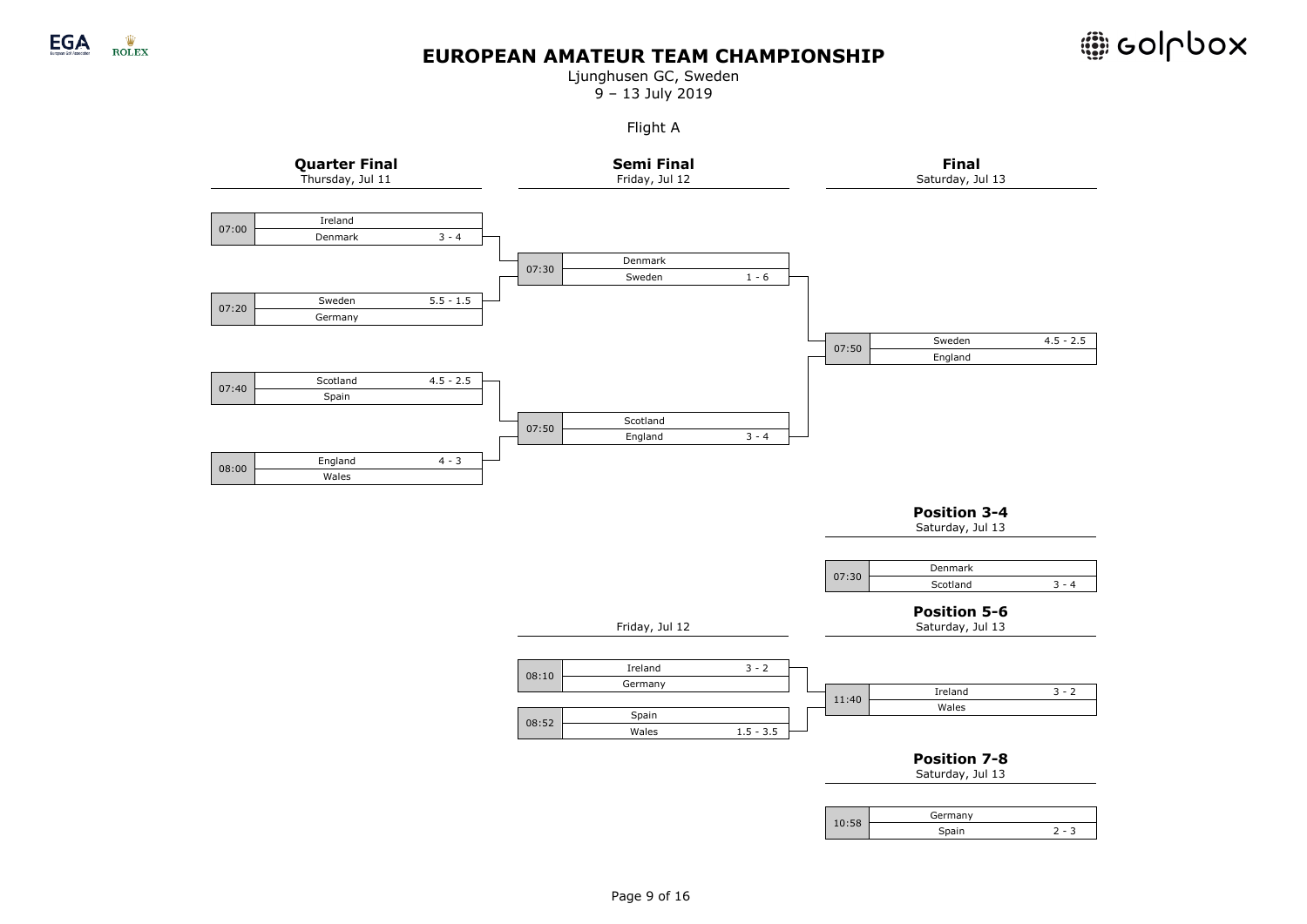# EUROPEAN AMATEUR TEAM CHAMPIONSHIP

Ljunghusen GC, Sweden
9 – 13 July 2019

Flight A

## Quarter Final

Thursday, Jul 11

| Time | Team | Score |
|---|---|---|
| 07:00 | Ireland | |
| | Denmark | 3 - 4 |
| 07:20 | Sweden | 5.5 - 1.5 |
| | Germany | |
| 07:40 | Scotland | 4.5 - 2.5 |
| | Spain | |
| 08:00 | England | 4 - 3 |
| | Wales | |

## Semi Final

Friday, Jul 12

| Time | Team | Score |
|---|---|---|
| 07:30 | Denmark | |
| | Sweden | 1 - 6 |
| 07:50 | Scotland | |
| | England | 3 - 4 |

## Final

Saturday, Jul 13

| Time | Team | Score |
|---|---|---|
| 07:50 | Sweden | 4.5 - 2.5 |
| | England | |

## Position 3-4

Saturday, Jul 13

| Time | Team | Score |
|---|---|---|
| 07:30 | Denmark | |
| | Scotland | 3 - 4 |

Friday, Jul 12

| Time | Team | Score |
|---|---|---|
| 08:10 | Ireland | 3 - 2 |
| | Germany | |
| 08:52 | Spain | |
| | Wales | 1.5 - 3.5 |

## Position 5-6

Saturday, Jul 13

| Time | Team | Score |
|---|---|---|
| 11:40 | Ireland | 3 - 2 |
| | Wales | |

## Position 7-8

Saturday, Jul 13

| Time | Team | Score |
|---|---|---|
| 10:58 | Germany | |
| | Spain | 2 - 3 |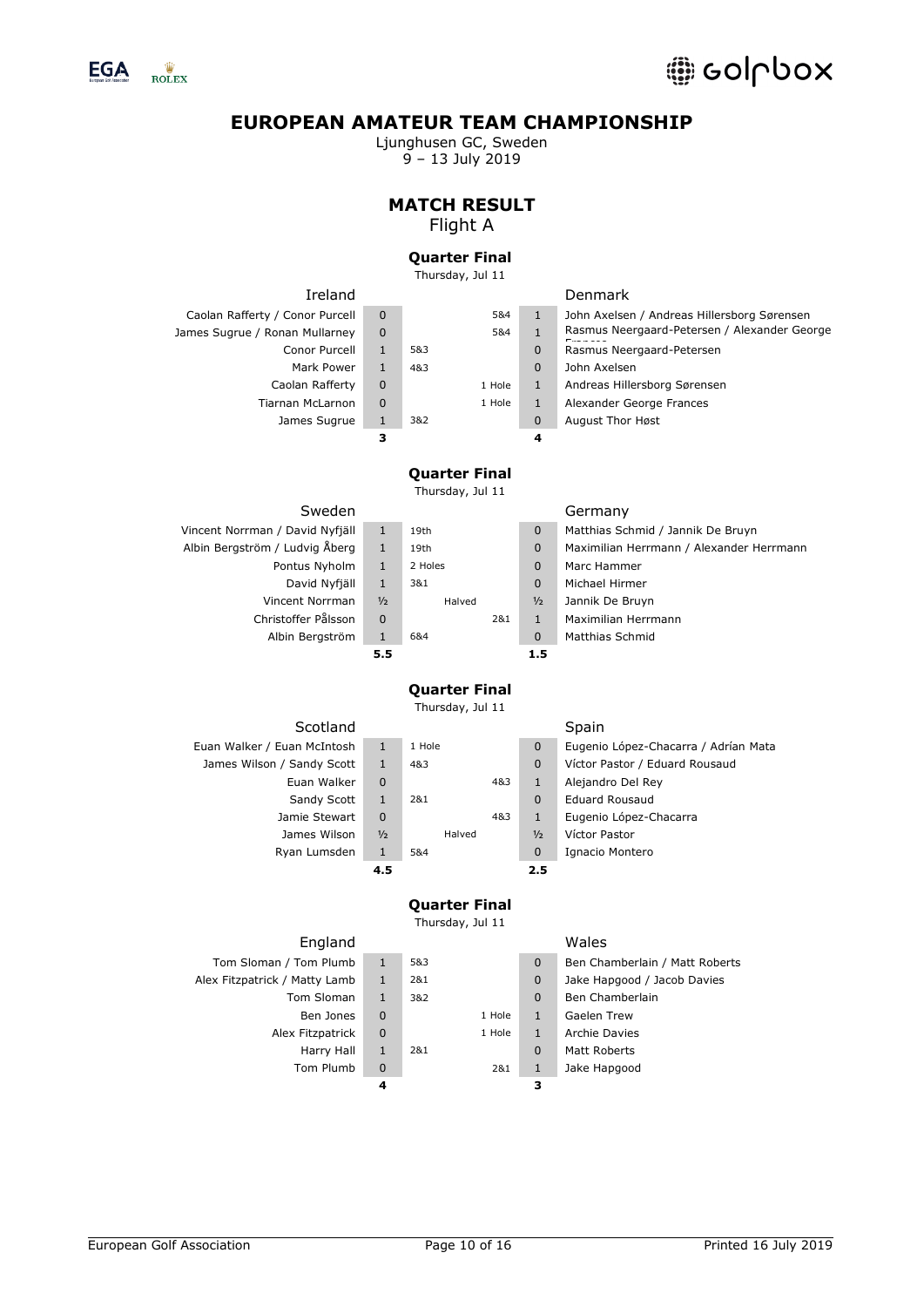# EUROPEAN AMATEUR TEAM CHAMPIONSHIP

Ljunghusen GC, Sweden
9 – 13 July 2019

## MATCH RESULT

Flight A

### Quarter Final

Thursday, Jul 11

| Ireland | | | | | Denmark |
|---|---|---|---|---|---|
| Caolan Rafferty / Conor Purcell | 0 | | 5&4 | 1 | John Axelsen / Andreas Hillersborg Sørensen |
| James Sugrue / Ronan Mullarney | 0 | | 5&4 | 1 | Rasmus Neergaard-Petersen / Alexander George Frances |
| Conor Purcell | 1 | 5&3 | | 0 | Rasmus Neergaard-Petersen |
| Mark Power | 1 | 4&3 | | 0 | John Axelsen |
| Caolan Rafferty | 0 | | 1 Hole | 1 | Andreas Hillersborg Sørensen |
| Tiarnan McLarnon | 0 | | 1 Hole | 1 | Alexander George Frances |
| James Sugrue | 1 | 3&2 | | 0 | August Thor Høst |
| | **3** | | | **4** | |

### Quarter Final

Thursday, Jul 11

| Sweden | | | | | Germany |
|---|---|---|---|---|---|
| Vincent Norrman / David Nyfjäll | 1 | 19th | | 0 | Matthias Schmid / Jannik De Bruyn |
| Albin Bergström / Ludvig Åberg | 1 | 19th | | 0 | Maximilian Herrmann / Alexander Herrmann |
| Pontus Nyholm | 1 | 2 Holes | | 0 | Marc Hammer |
| David Nyfjäll | 1 | 3&1 | | 0 | Michael Hirmer |
| Vincent Norrman | ½ | Halved | | ½ | Jannik De Bruyn |
| Christoffer Pålsson | 0 | | 2&1 | 1 | Maximilian Herrmann |
| Albin Bergström | 1 | 6&4 | | 0 | Matthias Schmid |
| | **5.5** | | | **1.5** | |

### Quarter Final

Thursday, Jul 11

| Scotland | | | | | Spain |
|---|---|---|---|---|---|
| Euan Walker / Euan McIntosh | 1 | 1 Hole | | 0 | Eugenio López-Chacarra / Adrían Mata |
| James Wilson / Sandy Scott | 1 | 4&3 | | 0 | Víctor Pastor / Eduard Rousaud |
| Euan Walker | 0 | | 4&3 | 1 | Alejandro Del Rey |
| Sandy Scott | 1 | 2&1 | | 0 | Eduard Rousaud |
| Jamie Stewart | 0 | | 4&3 | 1 | Eugenio López-Chacarra |
| James Wilson | ½ | Halved | | ½ | Víctor Pastor |
| Ryan Lumsden | 1 | 5&4 | | 0 | Ignacio Montero |
| | **4.5** | | | **2.5** | |

### Quarter Final

Thursday, Jul 11

| England | | | | | Wales |
|---|---|---|---|---|---|
| Tom Sloman / Tom Plumb | 1 | 5&3 | | 0 | Ben Chamberlain / Matt Roberts |
| Alex Fitzpatrick / Matty Lamb | 1 | 2&1 | | 0 | Jake Hapgood / Jacob Davies |
| Tom Sloman | 1 | 3&2 | | 0 | Ben Chamberlain |
| Ben Jones | 0 | | 1 Hole | 1 | Gaelen Trew |
| Alex Fitzpatrick | 0 | | 1 Hole | 1 | Archie Davies |
| Harry Hall | 1 | 2&1 | | 0 | Matt Roberts |
| Tom Plumb | 0 | | 2&1 | 1 | Jake Hapgood |
| | **4** | | | **3** | |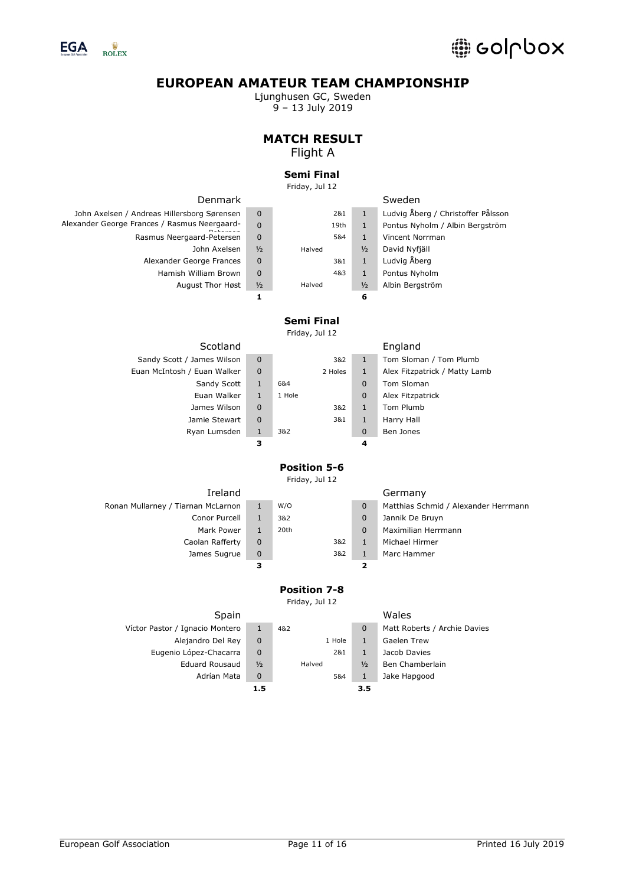# EUROPEAN AMATEUR TEAM CHAMPIONSHIP

Ljunghusen GC, Sweden
9 – 13 July 2019

## MATCH RESULT

Flight A

### Semi Final

Friday, Jul 12

| Denmark | | | | Sweden |
|---|---|---|---|---|
| John Axelsen / Andreas Hillersborg Sørensen | 0 | 2&1 | 1 | Ludvig Åberg / Christoffer Pålsson |
| Alexander George Frances / Rasmus Neergaard-Petersen | 0 | 19th | 1 | Pontus Nyholm / Albin Bergström |
| Rasmus Neergaard-Petersen | 0 | 5&4 | 1 | Vincent Norrman |
| John Axelsen | ½ | Halved | ½ | David Nyfjäll |
| Alexander George Frances | 0 | 3&1 | 1 | Ludvig Åberg |
| Hamish William Brown | 0 | 4&3 | 1 | Pontus Nyholm |
| August Thor Høst | ½ | Halved | ½ | Albin Bergström |
| | **1** | | **6** | |

### Semi Final

Friday, Jul 12

| Scotland | | | | England |
|---|---|---|---|---|
| Sandy Scott / James Wilson | 0 | 3&2 | 1 | Tom Sloman / Tom Plumb |
| Euan McIntosh / Euan Walker | 0 | 2 Holes | 1 | Alex Fitzpatrick / Matty Lamb |
| Sandy Scott | 1 | 6&4 | 0 | Tom Sloman |
| Euan Walker | 1 | 1 Hole | 0 | Alex Fitzpatrick |
| James Wilson | 0 | 3&2 | 1 | Tom Plumb |
| Jamie Stewart | 0 | 3&1 | 1 | Harry Hall |
| Ryan Lumsden | 1 | 3&2 | 0 | Ben Jones |
| | **3** | | **4** | |

### Position 5-6

Friday, Jul 12

| Ireland | | | | Germany |
|---|---|---|---|---|
| Ronan Mullarney / Tiarnan McLarnon | 1 | W/O | 0 | Matthias Schmid / Alexander Herrmann |
| Conor Purcell | 1 | 3&2 | 0 | Jannik De Bruyn |
| Mark Power | 1 | 20th | 0 | Maximilian Herrmann |
| Caolan Rafferty | 0 | 3&2 | 1 | Michael Hirmer |
| James Sugrue | 0 | 3&2 | 1 | Marc Hammer |
| | **3** | | **2** | |

### Position 7-8

Friday, Jul 12

| Spain | | | | Wales |
|---|---|---|---|---|
| Víctor Pastor / Ignacio Montero | 1 | 4&2 | 0 | Matt Roberts / Archie Davies |
| Alejandro Del Rey | 0 | 1 Hole | 1 | Gaelen Trew |
| Eugenio López-Chacarra | 0 | 2&1 | 1 | Jacob Davies |
| Eduard Rousaud | ½ | Halved | ½ | Ben Chamberlain |
| Adrían Mata | 0 | 5&4 | 1 | Jake Hapgood |
| | **1.5** | | **3.5** | |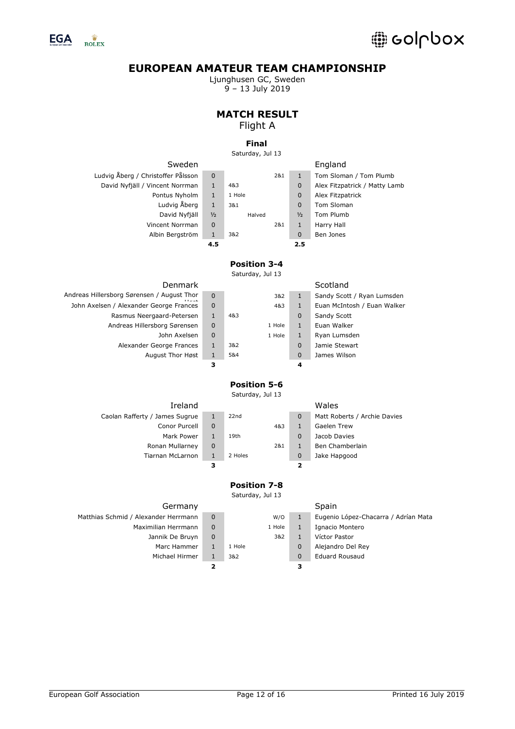# EUROPEAN AMATEUR TEAM CHAMPIONSHIP

Ljunghusen GC, Sweden
9 – 13 July 2019

## MATCH RESULT

Flight A

### Final

Saturday, Jul 13

| Sweden | | | | | England |
|---|---|---|---|---|---|
| Ludvig Åberg / Christoffer Pålsson | 0 | | 2&1 | 1 | Tom Sloman / Tom Plumb |
| David Nyfjäll / Vincent Norrman | 1 | 4&3 | | 0 | Alex Fitzpatrick / Matty Lamb |
| Pontus Nyholm | 1 | 1 Hole | | 0 | Alex Fitzpatrick |
| Ludvig Åberg | 1 | 3&1 | | 0 | Tom Sloman |
| David Nyfjäll | ½ | Halved | | ½ | Tom Plumb |
| Vincent Norrman | 0 | | 2&1 | 1 | Harry Hall |
| Albin Bergström | 1 | 3&2 | | 0 | Ben Jones |
| | **4.5** | | | **2.5** | |

### Position 3-4

Saturday, Jul 13

| Denmark | | | | | Scotland |
|---|---|---|---|---|---|
| Andreas Hillersborg Sørensen / August Thor Høst | 0 | | 3&2 | 1 | Sandy Scott / Ryan Lumsden |
| John Axelsen / Alexander George Frances | 0 | | 4&3 | 1 | Euan McIntosh / Euan Walker |
| Rasmus Neergaard-Petersen | 1 | 4&3 | | 0 | Sandy Scott |
| Andreas Hillersborg Sørensen | 0 | | 1 Hole | 1 | Euan Walker |
| John Axelsen | 0 | | 1 Hole | 1 | Ryan Lumsden |
| Alexander George Frances | 1 | 3&2 | | 0 | Jamie Stewart |
| August Thor Høst | 1 | 5&4 | | 0 | James Wilson |
| | **3** | | | **4** | |

### Position 5-6

Saturday, Jul 13

| Ireland | | | | | Wales |
|---|---|---|---|---|---|
| Caolan Rafferty / James Sugrue | 1 | 22nd | | 0 | Matt Roberts / Archie Davies |
| Conor Purcell | 0 | | 4&3 | 1 | Gaelen Trew |
| Mark Power | 1 | 19th | | 0 | Jacob Davies |
| Ronan Mullarney | 0 | | 2&1 | 1 | Ben Chamberlain |
| Tiarnan McLarnon | 1 | 2 Holes | | 0 | Jake Hapgood |
| | **3** | | | **2** | |

### Position 7-8

Saturday, Jul 13

| Germany | | | | | Spain |
|---|---|---|---|---|---|
| Matthias Schmid / Alexander Herrmann | 0 | | W/O | 1 | Eugenio López-Chacarra / Adrían Mata |
| Maximilian Herrmann | 0 | | 1 Hole | 1 | Ignacio Montero |
| Jannik De Bruyn | 0 | | 3&2 | 1 | Víctor Pastor |
| Marc Hammer | 1 | 1 Hole | | 0 | Alejandro Del Rey |
| Michael Hirmer | 1 | 3&2 | | 0 | Eduard Rousaud |
| | **2** | | | **3** | |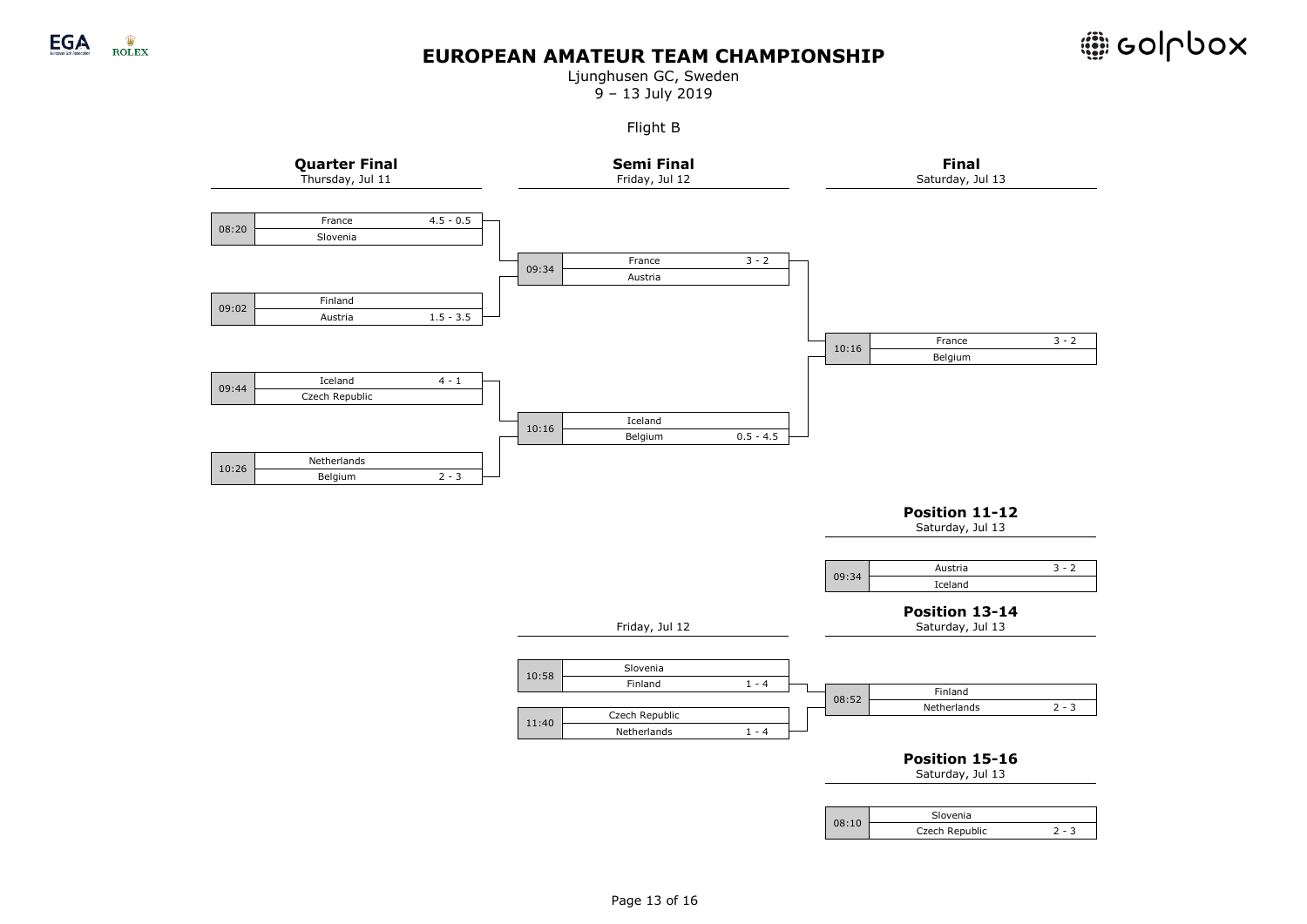# EUROPEAN AMATEUR TEAM CHAMPIONSHIP

Ljunghusen GC, Sweden

9 – 13 July 2019

Flight B

## Quarter Final

Thursday, Jul 11

| Time | Team | Score |
|---|---|---|
| 08:20 | France | 4.5 - 0.5 |
| | Slovenia | |
| 09:02 | Finland | |
| | Austria | 1.5 - 3.5 |
| 09:44 | Iceland | 4 - 1 |
| | Czech Republic | |
| 10:26 | Netherlands | |
| | Belgium | 2 - 3 |

## Semi Final

Friday, Jul 12

| Time | Team | Score |
|---|---|---|
| 09:34 | France | 3 - 2 |
| | Austria | |
| 10:16 | Iceland | |
| | Belgium | 0.5 - 4.5 |

## Final

Saturday, Jul 13

| Time | Team | Score |
|---|---|---|
| 10:16 | France | 3 - 2 |
| | Belgium | |

## Position 11-12

Saturday, Jul 13

| Time | Team | Score |
|---|---|---|
| 09:34 | Austria | 3 - 2 |
| | Iceland | |

Friday, Jul 12

| Time | Team | Score |
|---|---|---|
| 10:58 | Slovenia | |
| | Finland | 1 - 4 |
| 11:40 | Czech Republic | |
| | Netherlands | 1 - 4 |

## Position 13-14

Saturday, Jul 13

| Time | Team | Score |
|---|---|---|
| 08:52 | Finland | |
| | Netherlands | 2 - 3 |

## Position 15-16

Saturday, Jul 13

| Time | Team | Score |
|---|---|---|
| 08:10 | Slovenia | |
| | Czech Republic | 2 - 3 |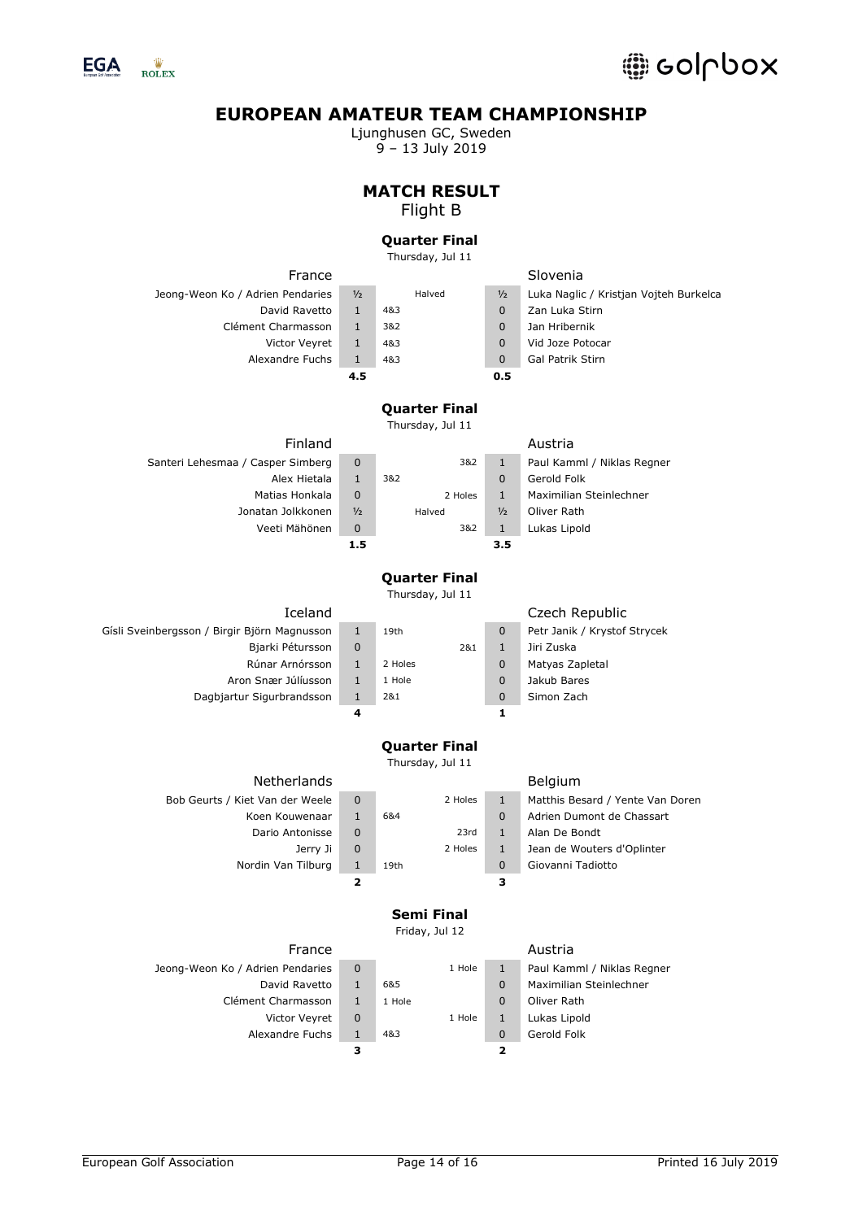# EUROPEAN AMATEUR TEAM CHAMPIONSHIP

Ljunghusen GC, Sweden
9 – 13 July 2019

## MATCH RESULT

Flight B

### Quarter Final

Thursday, Jul 11

| France | | | | | Slovenia |
|---|---|---|---|---|---|
| Jeong-Weon Ko / Adrien Pendaries | ½ | Halved | | ½ | Luka Naglic / Kristjan Vojteh Burkelca |
| David Ravetto | 1 | 4&3 | | 0 | Zan Luka Stirn |
| Clément Charmasson | 1 | 3&2 | | 0 | Jan Hribernik |
| Victor Veyret | 1 | 4&3 | | 0 | Vid Joze Potocar |
| Alexandre Fuchs | 1 | 4&3 | | 0 | Gal Patrik Stirn |
| | **4.5** | | | **0.5** | |

### Quarter Final

Thursday, Jul 11

| Finland | | | | | Austria |
|---|---|---|---|---|---|
| Santeri Lehesmaa / Casper Simberg | 0 | | 3&2 | 1 | Paul Kamml / Niklas Regner |
| Alex Hietala | 1 | 3&2 | | 0 | Gerold Folk |
| Matias Honkala | 0 | | 2 Holes | 1 | Maximilian Steinlechner |
| Jonatan Jolkkonen | ½ | Halved | | ½ | Oliver Rath |
| Veeti Mähönen | 0 | | 3&2 | 1 | Lukas Lipold |
| | **1.5** | | | **3.5** | |

### Quarter Final

Thursday, Jul 11

| Iceland | | | | | Czech Republic |
|---|---|---|---|---|---|
| Gísli Sveinbergsson / Birgir Björn Magnusson | 1 | 19th | | 0 | Petr Janik / Krystof Strycek |
| Bjarki Pétursson | 0 | | 2&1 | 1 | Jiri Zuska |
| Rúnar Arnórsson | 1 | 2 Holes | | 0 | Matyas Zapletal |
| Aron Snær Júlíusson | 1 | 1 Hole | | 0 | Jakub Bares |
| Dagbjartur Sigurbrandsson | 1 | 2&1 | | 0 | Simon Zach |
| | **4** | | | **1** | |

### Quarter Final

Thursday, Jul 11

| Netherlands | | | | | Belgium |
|---|---|---|---|---|---|
| Bob Geurts / Kiet Van der Weele | 0 | | 2 Holes | 1 | Matthis Besard / Yente Van Doren |
| Koen Kouwenaar | 1 | 6&4 | | 0 | Adrien Dumont de Chassart |
| Dario Antonisse | 0 | | 23rd | 1 | Alan De Bondt |
| Jerry Ji | 0 | | 2 Holes | 1 | Jean de Wouters d'Oplinter |
| Nordin Van Tilburg | 1 | 19th | | 0 | Giovanni Tadiotto |
| | **2** | | | **3** | |

### Semi Final

Friday, Jul 12

| France | | | | | Austria |
|---|---|---|---|---|---|
| Jeong-Weon Ko / Adrien Pendaries | 0 | | 1 Hole | 1 | Paul Kamml / Niklas Regner |
| David Ravetto | 1 | 6&5 | | 0 | Maximilian Steinlechner |
| Clément Charmasson | 1 | 1 Hole | | 0 | Oliver Rath |
| Victor Veyret | 0 | | 1 Hole | 1 | Lukas Lipold |
| Alexandre Fuchs | 1 | 4&3 | | 0 | Gerold Folk |
| | **3** | | | **2** | |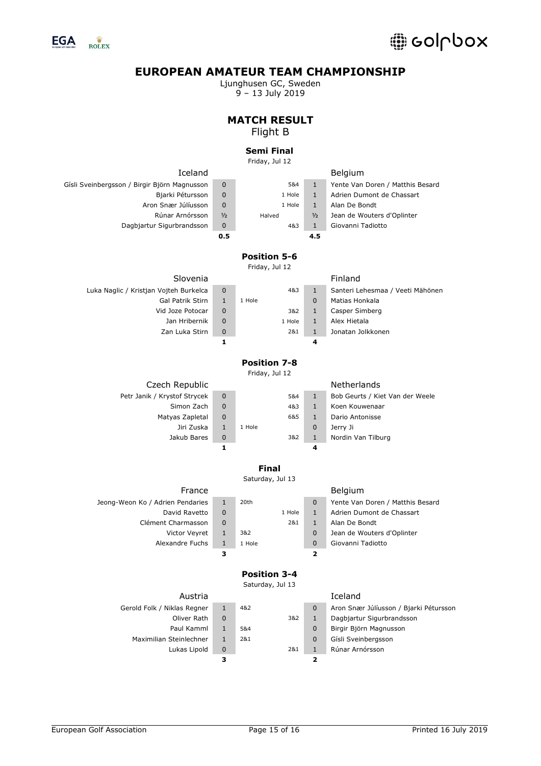# EUROPEAN AMATEUR TEAM CHAMPIONSHIP

Ljunghusen GC, Sweden
9 – 13 July 2019

## MATCH RESULT

Flight B

### Semi Final

Friday, Jul 12

| Iceland | | | | | Belgium |
|---|---|---|---|---|---|
| Gísli Sveinbergsson / Birgir Björn Magnusson | 0 | | 5&4 | 1 | Yente Van Doren / Matthis Besard |
| Bjarki Pétursson | 0 | | 1 Hole | 1 | Adrien Dumont de Chassart |
| Aron Snær Júlíusson | 0 | | 1 Hole | 1 | Alan De Bondt |
| Rúnar Arnórsson | ½ | Halved | | ½ | Jean de Wouters d'Oplinter |
| Dagbjartur Sigurbrandsson | 0 | | 4&3 | 1 | Giovanni Tadiotto |
| | **0.5** | | | **4.5** | |

### Position 5-6

Friday, Jul 12

| Slovenia | | | | | Finland |
|---|---|---|---|---|---|
| Luka Naglic / Kristjan Vojteh Burkelca | 0 | | 4&3 | 1 | Santeri Lehesmaa / Veeti Mähönen |
| Gal Patrik Stirn | 1 | 1 Hole | | 0 | Matias Honkala |
| Vid Joze Potocar | 0 | | 3&2 | 1 | Casper Simberg |
| Jan Hribernik | 0 | | 1 Hole | 1 | Alex Hietala |
| Zan Luka Stirn | 0 | | 2&1 | 1 | Jonatan Jolkkonen |
| | **1** | | | **4** | |

### Position 7-8

Friday, Jul 12

| Czech Republic | | | | | Netherlands |
|---|---|---|---|---|---|
| Petr Janik / Krystof Strycek | 0 | | 5&4 | 1 | Bob Geurts / Kiet Van der Weele |
| Simon Zach | 0 | | 4&3 | 1 | Koen Kouwenaar |
| Matyas Zapletal | 0 | | 6&5 | 1 | Dario Antonisse |
| Jiri Zuska | 1 | 1 Hole | | 0 | Jerry Ji |
| Jakub Bares | 0 | | 3&2 | 1 | Nordin Van Tilburg |
| | **1** | | | **4** | |

### Final

Saturday, Jul 13

| France | | | | | Belgium |
|---|---|---|---|---|---|
| Jeong-Weon Ko / Adrien Pendaries | 1 | 20th | | 0 | Yente Van Doren / Matthis Besard |
| David Ravetto | 0 | | 1 Hole | 1 | Adrien Dumont de Chassart |
| Clément Charmasson | 0 | | 2&1 | 1 | Alan De Bondt |
| Victor Veyret | 1 | 3&2 | | 0 | Jean de Wouters d'Oplinter |
| Alexandre Fuchs | 1 | 1 Hole | | 0 | Giovanni Tadiotto |
| | **3** | | | **2** | |

### Position 3-4

Saturday, Jul 13

| Austria | | | | | Iceland |
|---|---|---|---|---|---|
| Gerold Folk / Niklas Regner | 1 | 4&2 | | 0 | Aron Snær Júlíusson / Bjarki Pétursson |
| Oliver Rath | 0 | | 3&2 | 1 | Dagbjartur Sigurbrandsson |
| Paul Kamml | 1 | 5&4 | | 0 | Birgir Björn Magnusson |
| Maximilian Steinlechner | 1 | 2&1 | | 0 | Gísli Sveinbergsson |
| Lukas Lipold | 0 | | 2&1 | 1 | Rúnar Arnórsson |
| | **3** | | | **2** | |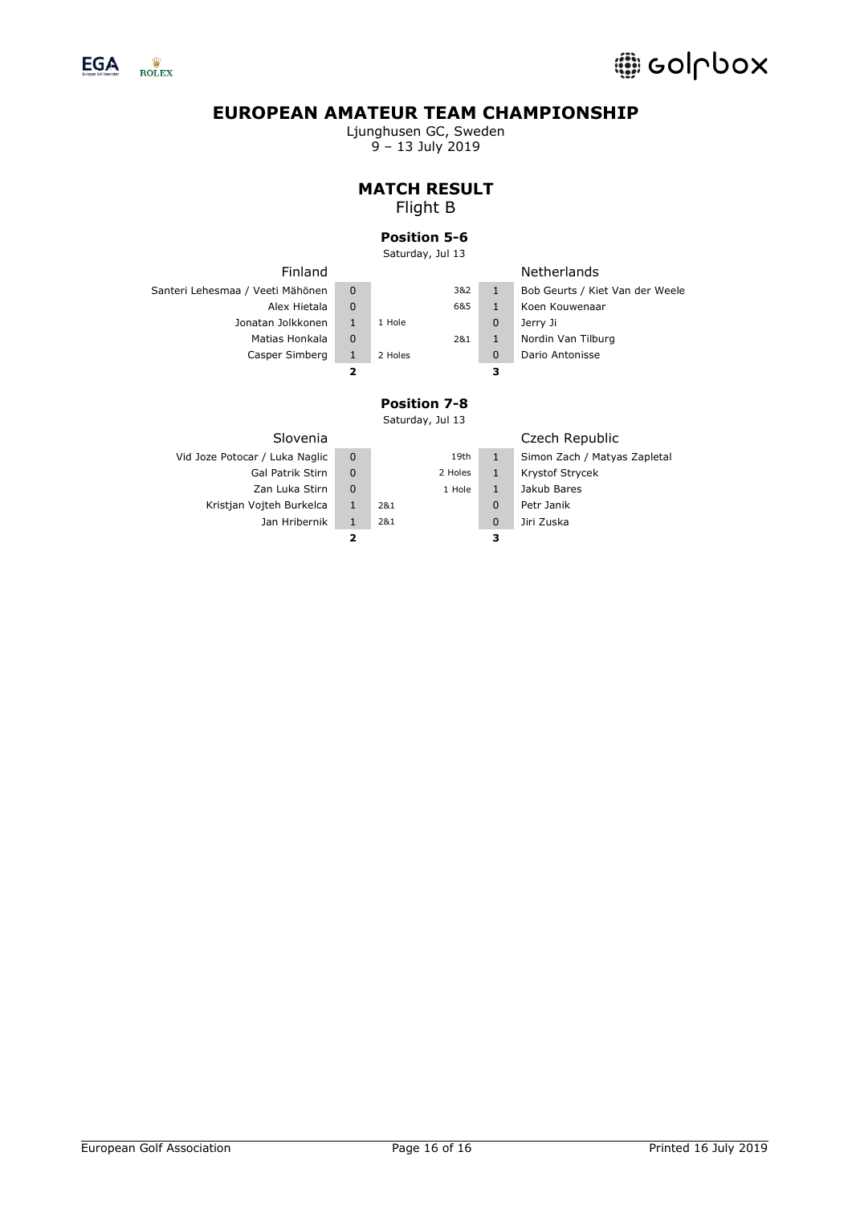# EUROPEAN AMATEUR TEAM CHAMPIONSHIP

Ljunghusen GC, Sweden
9 – 13 July 2019

## MATCH RESULT

Flight B

### Position 5-6

Saturday, Jul 13

| Finland | | | | | Netherlands |
|---|---|---|---|---|---|
| Santeri Lehesmaa / Veeti Mähönen | 0 | | 3&2 | 1 | Bob Geurts / Kiet Van der Weele |
| Alex Hietala | 0 | | 6&5 | 1 | Koen Kouwenaar |
| Jonatan Jolkkonen | 1 | 1 Hole | | 0 | Jerry Ji |
| Matias Honkala | 0 | | 2&1 | 1 | Nordin Van Tilburg |
| Casper Simberg | 1 | 2 Holes | | 0 | Dario Antonisse |
| | **2** | | | **3** | |

### Position 7-8

Saturday, Jul 13

| Slovenia | | | | | Czech Republic |
|---|---|---|---|---|---|
| Vid Joze Potocar / Luka Naglic | 0 | | 19th | 1 | Simon Zach / Matyas Zapletal |
| Gal Patrik Stirn | 0 | | 2 Holes | 1 | Krystof Strycek |
| Zan Luka Stirn | 0 | | 1 Hole | 1 | Jakub Bares |
| Kristjan Vojteh Burkelca | 1 | 2&1 | | 0 | Petr Janik |
| Jan Hribernik | 1 | 2&1 | | 0 | Jiri Zuska |
| | **2** | | | **3** | |